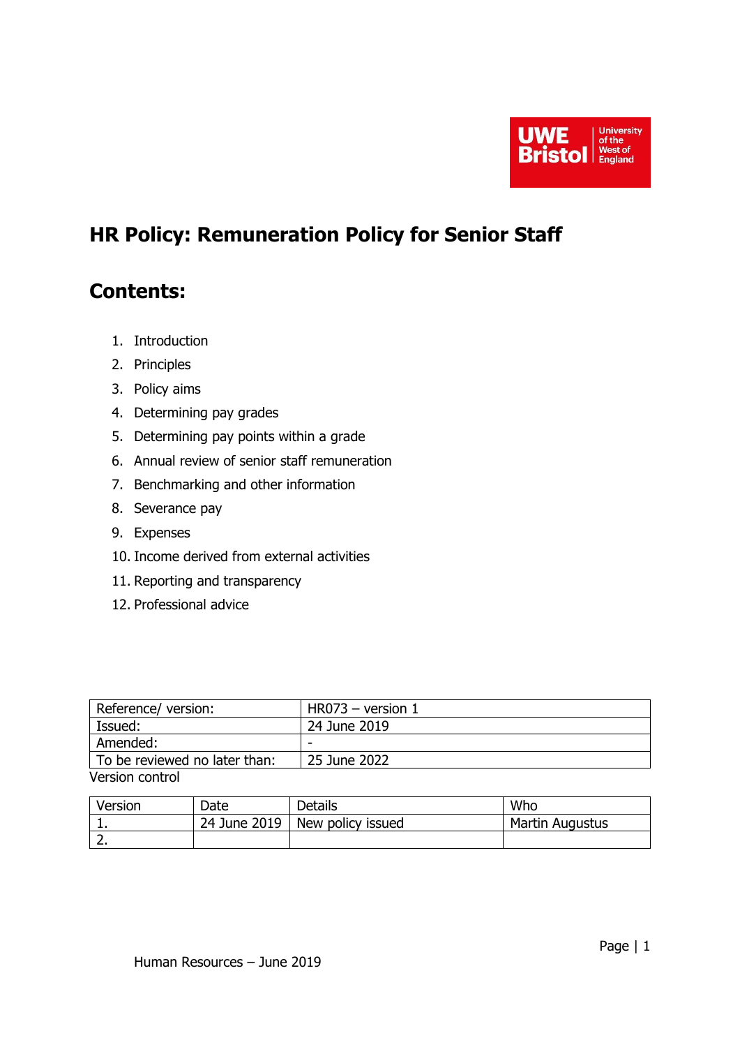# HR Policy: Remuneration Policy for Senior Staff

## Contents:

1. Introduction
2. Principles
3. Policy aims
4. Determining pay grades
5. Determining pay points within a grade
6. Annual review of senior staff remuneration
7. Benchmarking and other information
8. Severance pay
9. Expenses
10. Income derived from external activities
11. Reporting and transparency
12. Professional advice

| Reference/ version: | HR073 – version 1 |
|---|---|
| Issued: | 24 June 2019 |
| Amended: | - |
| To be reviewed no later than: | 25 June 2022 |

Version control

| Version | Date | Details | Who |
|---|---|---|---|
| 1. | 24 June 2019 | New policy issued | Martin Augustus |
| 2. | | | |

Human Resources – June 2019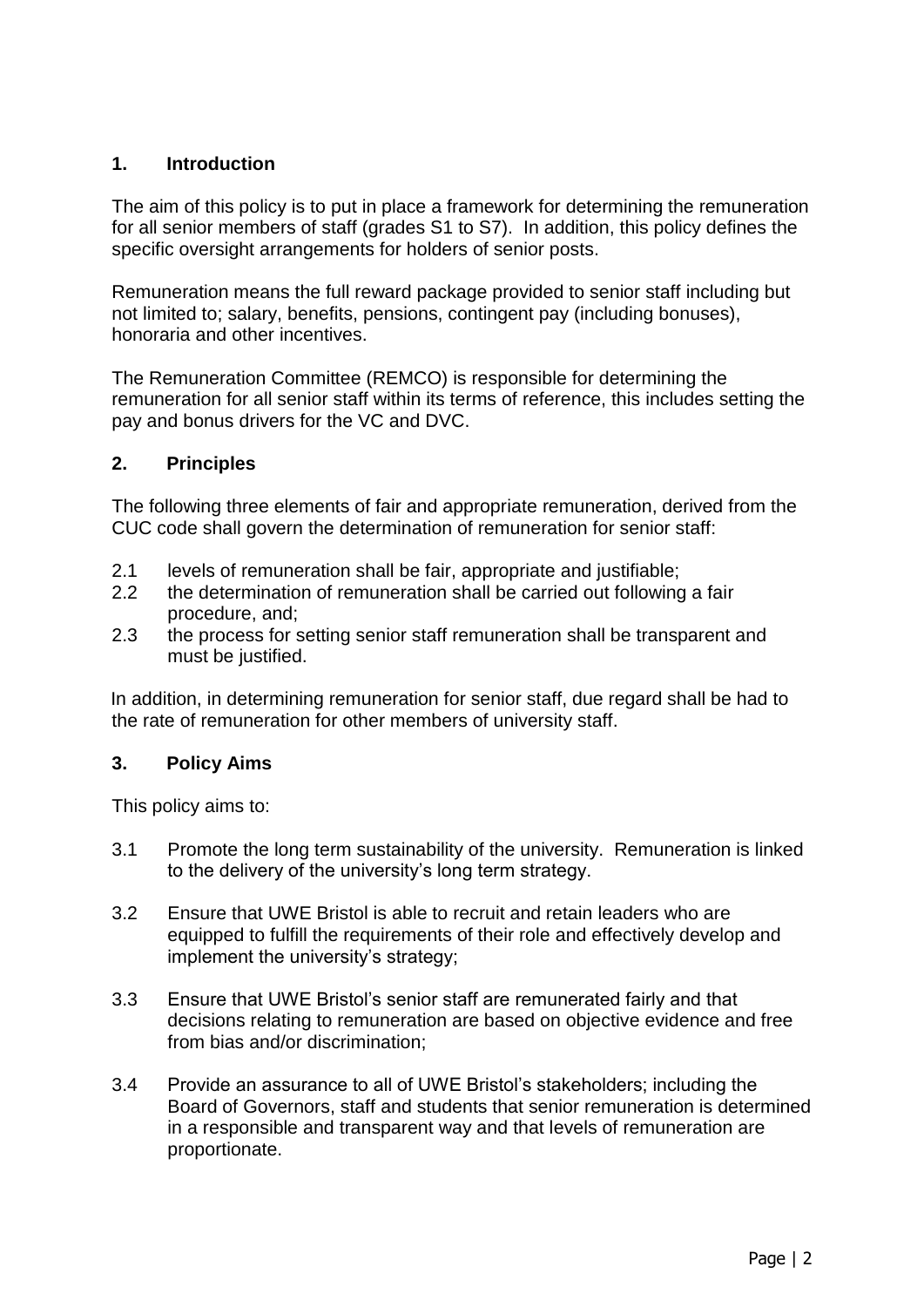## 1. Introduction

The aim of this policy is to put in place a framework for determining the remuneration for all senior members of staff (grades S1 to S7). In addition, this policy defines the specific oversight arrangements for holders of senior posts.

Remuneration means the full reward package provided to senior staff including but not limited to; salary, benefits, pensions, contingent pay (including bonuses), honoraria and other incentives.

The Remuneration Committee (REMCO) is responsible for determining the remuneration for all senior staff within its terms of reference, this includes setting the pay and bonus drivers for the VC and DVC.

## 2. Principles

The following three elements of fair and appropriate remuneration, derived from the CUC code shall govern the determination of remuneration for senior staff:

2.1 levels of remuneration shall be fair, appropriate and justifiable;

2.2 the determination of remuneration shall be carried out following a fair procedure, and;

2.3 the process for setting senior staff remuneration shall be transparent and must be justified.

In addition, in determining remuneration for senior staff, due regard shall be had to the rate of remuneration for other members of university staff.

## 3. Policy Aims

This policy aims to:

3.1 Promote the long term sustainability of the university. Remuneration is linked to the delivery of the university's long term strategy.

3.2 Ensure that UWE Bristol is able to recruit and retain leaders who are equipped to fulfill the requirements of their role and effectively develop and implement the university's strategy;

3.3 Ensure that UWE Bristol's senior staff are remunerated fairly and that decisions relating to remuneration are based on objective evidence and free from bias and/or discrimination;

3.4 Provide an assurance to all of UWE Bristol's stakeholders; including the Board of Governors, staff and students that senior remuneration is determined in a responsible and transparent way and that levels of remuneration are proportionate.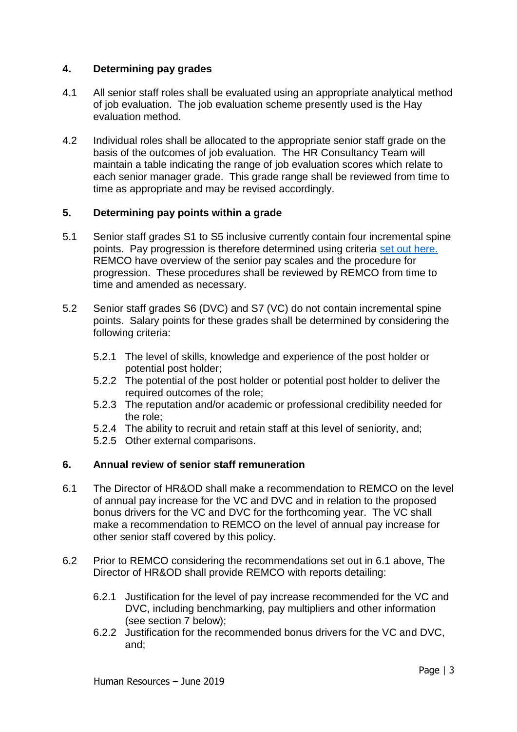## 4. Determining pay grades

4.1 All senior staff roles shall be evaluated using an appropriate analytical method of job evaluation. The job evaluation scheme presently used is the Hay evaluation method.

4.2 Individual roles shall be allocated to the appropriate senior staff grade on the basis of the outcomes of job evaluation. The HR Consultancy Team will maintain a table indicating the range of job evaluation scores which relate to each senior manager grade. This grade range shall be reviewed from time to time as appropriate and may be revised accordingly.

## 5. Determining pay points within a grade

5.1 Senior staff grades S1 to S5 inclusive currently contain four incremental spine points. Pay progression is therefore determined using criteria set out here. REMCO have overview of the senior pay scales and the procedure for progression. These procedures shall be reviewed by REMCO from time to time and amended as necessary.

5.2 Senior staff grades S6 (DVC) and S7 (VC) do not contain incremental spine points. Salary points for these grades shall be determined by considering the following criteria:

- 5.2.1 The level of skills, knowledge and experience of the post holder or potential post holder;
- 5.2.2 The potential of the post holder or potential post holder to deliver the required outcomes of the role;
- 5.2.3 The reputation and/or academic or professional credibility needed for the role;
- 5.2.4 The ability to recruit and retain staff at this level of seniority, and;
- 5.2.5 Other external comparisons.

## 6. Annual review of senior staff remuneration

6.1 The Director of HR&OD shall make a recommendation to REMCO on the level of annual pay increase for the VC and DVC and in relation to the proposed bonus drivers for the VC and DVC for the forthcoming year. The VC shall make a recommendation to REMCO on the level of annual pay increase for other senior staff covered by this policy.

6.2 Prior to REMCO considering the recommendations set out in 6.1 above, The Director of HR&OD shall provide REMCO with reports detailing:

- 6.2.1 Justification for the level of pay increase recommended for the VC and DVC, including benchmarking, pay multipliers and other information (see section 7 below);
- 6.2.2 Justification for the recommended bonus drivers for the VC and DVC, and;

Human Resources – June 2019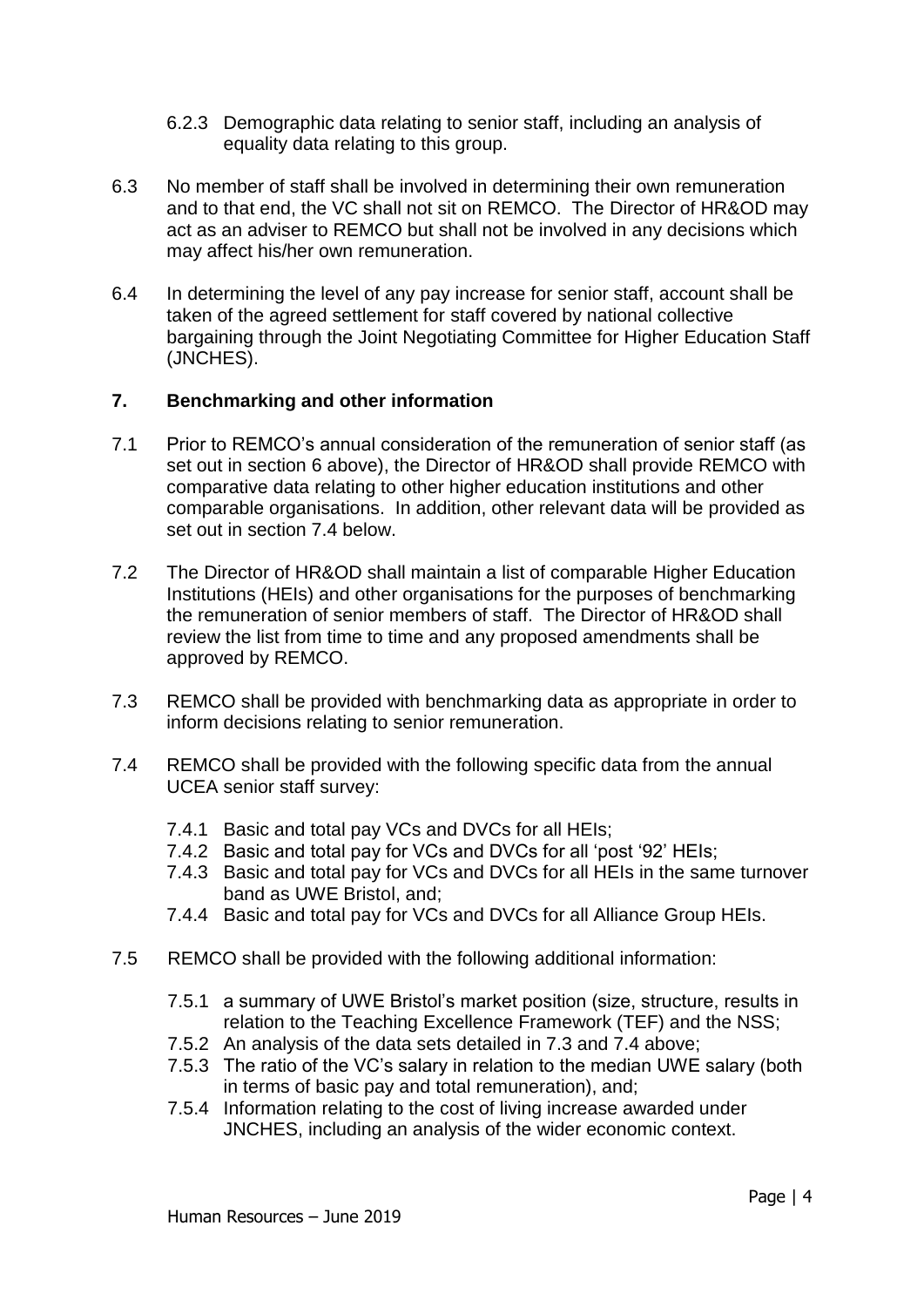6.2.3 Demographic data relating to senior staff, including an analysis of equality data relating to this group.

6.3 No member of staff shall be involved in determining their own remuneration and to that end, the VC shall not sit on REMCO. The Director of HR&OD may act as an adviser to REMCO but shall not be involved in any decisions which may affect his/her own remuneration.

6.4 In determining the level of any pay increase for senior staff, account shall be taken of the agreed settlement for staff covered by national collective bargaining through the Joint Negotiating Committee for Higher Education Staff (JNCHES).

## 7. Benchmarking and other information

7.1 Prior to REMCO's annual consideration of the remuneration of senior staff (as set out in section 6 above), the Director of HR&OD shall provide REMCO with comparative data relating to other higher education institutions and other comparable organisations. In addition, other relevant data will be provided as set out in section 7.4 below.

7.2 The Director of HR&OD shall maintain a list of comparable Higher Education Institutions (HEIs) and other organisations for the purposes of benchmarking the remuneration of senior members of staff. The Director of HR&OD shall review the list from time to time and any proposed amendments shall be approved by REMCO.

7.3 REMCO shall be provided with benchmarking data as appropriate in order to inform decisions relating to senior remuneration.

7.4 REMCO shall be provided with the following specific data from the annual UCEA senior staff survey:

- 7.4.1 Basic and total pay VCs and DVCs for all HEIs;
- 7.4.2 Basic and total pay for VCs and DVCs for all 'post '92' HEIs;
- 7.4.3 Basic and total pay for VCs and DVCs for all HEIs in the same turnover band as UWE Bristol, and;
- 7.4.4 Basic and total pay for VCs and DVCs for all Alliance Group HEIs.

7.5 REMCO shall be provided with the following additional information:

- 7.5.1 a summary of UWE Bristol's market position (size, structure, results in relation to the Teaching Excellence Framework (TEF) and the NSS;
- 7.5.2 An analysis of the data sets detailed in 7.3 and 7.4 above;
- 7.5.3 The ratio of the VC's salary in relation to the median UWE salary (both in terms of basic pay and total remuneration), and;
- 7.5.4 Information relating to the cost of living increase awarded under JNCHES, including an analysis of the wider economic context.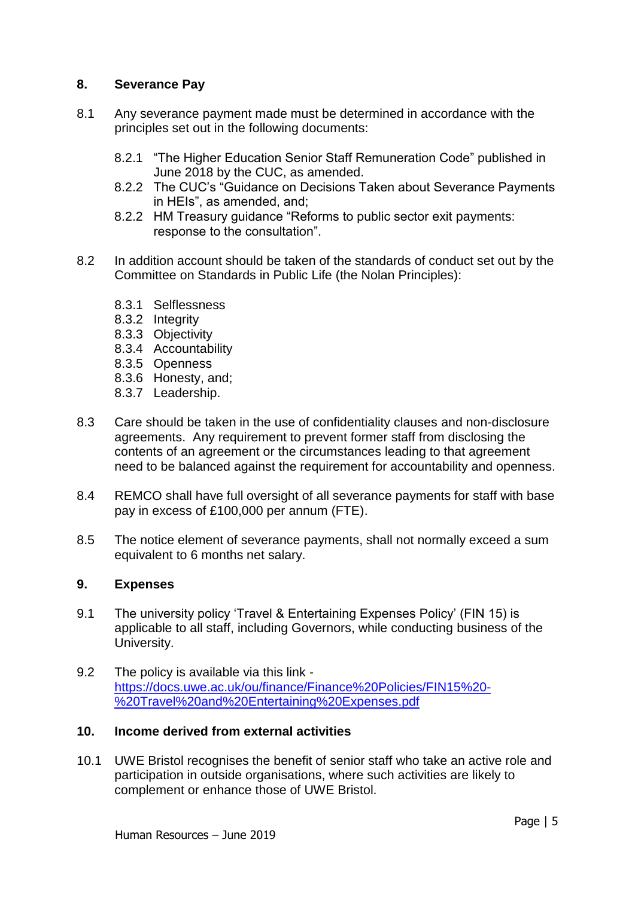## 8. Severance Pay

8.1 Any severance payment made must be determined in accordance with the principles set out in the following documents:

- 8.2.1 "The Higher Education Senior Staff Remuneration Code" published in June 2018 by the CUC, as amended.
- 8.2.2 The CUC's "Guidance on Decisions Taken about Severance Payments in HEIs", as amended, and;
- 8.2.2 HM Treasury guidance "Reforms to public sector exit payments: response to the consultation".

8.2 In addition account should be taken of the standards of conduct set out by the Committee on Standards in Public Life (the Nolan Principles):

- 8.3.1 Selflessness
- 8.3.2 Integrity
- 8.3.3 Objectivity
- 8.3.4 Accountability
- 8.3.5 Openness
- 8.3.6 Honesty, and;
- 8.3.7 Leadership.

8.3 Care should be taken in the use of confidentiality clauses and non-disclosure agreements. Any requirement to prevent former staff from disclosing the contents of an agreement or the circumstances leading to that agreement need to be balanced against the requirement for accountability and openness.

8.4 REMCO shall have full oversight of all severance payments for staff with base pay in excess of £100,000 per annum (FTE).

8.5 The notice element of severance payments, shall not normally exceed a sum equivalent to 6 months net salary.

## 9. Expenses

9.1 The university policy 'Travel & Entertaining Expenses Policy' (FIN 15) is applicable to all staff, including Governors, while conducting business of the University.

9.2 The policy is available via this link - https://docs.uwe.ac.uk/ou/finance/Finance%20Policies/FIN15%20-%20Travel%20and%20Entertaining%20Expenses.pdf

## 10. Income derived from external activities

10.1 UWE Bristol recognises the benefit of senior staff who take an active role and participation in outside organisations, where such activities are likely to complement or enhance those of UWE Bristol.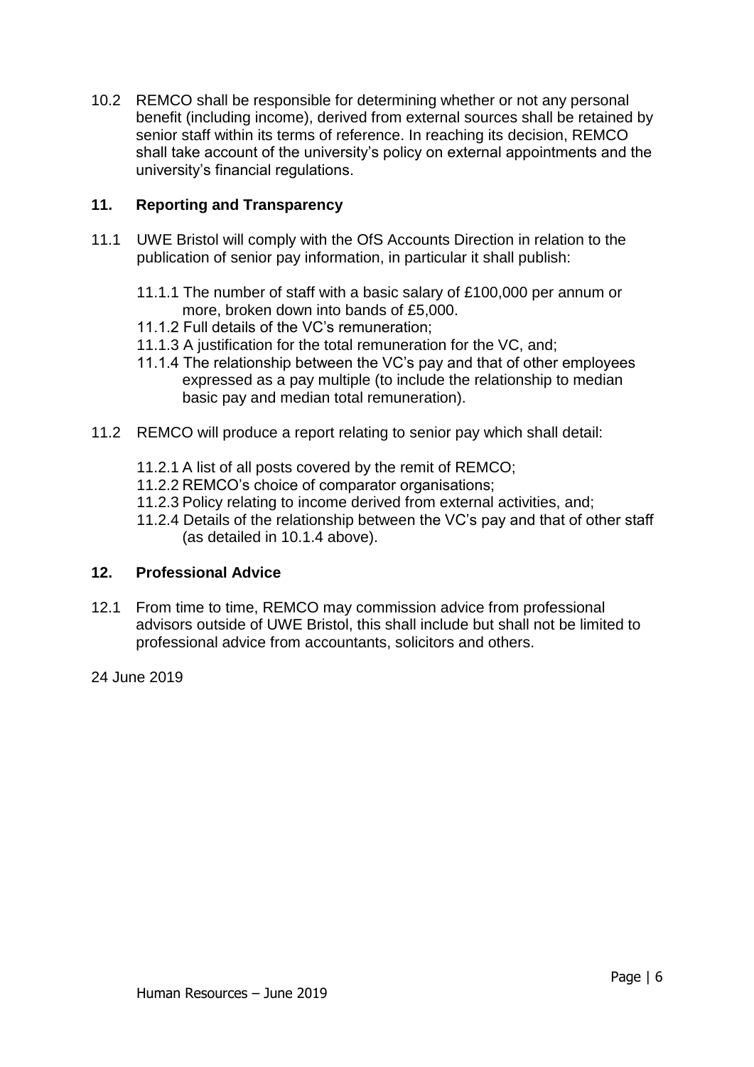10.2 REMCO shall be responsible for determining whether or not any personal benefit (including income), derived from external sources shall be retained by senior staff within its terms of reference. In reaching its decision, REMCO shall take account of the university's policy on external appointments and the university's financial regulations.

## 11. Reporting and Transparency

11.1 UWE Bristol will comply with the OfS Accounts Direction in relation to the publication of senior pay information, in particular it shall publish:

- 11.1.1 The number of staff with a basic salary of £100,000 per annum or more, broken down into bands of £5,000.
- 11.1.2 Full details of the VC's remuneration;
- 11.1.3 A justification for the total remuneration for the VC, and;
- 11.1.4 The relationship between the VC's pay and that of other employees expressed as a pay multiple (to include the relationship to median basic pay and median total remuneration).

11.2 REMCO will produce a report relating to senior pay which shall detail:

- 11.2.1 A list of all posts covered by the remit of REMCO;
- 11.2.2 REMCO's choice of comparator organisations;
- 11.2.3 Policy relating to income derived from external activities, and;
- 11.2.4 Details of the relationship between the VC's pay and that of other staff (as detailed in 10.1.4 above).

## 12. Professional Advice

12.1 From time to time, REMCO may commission advice from professional advisors outside of UWE Bristol, this shall include but shall not be limited to professional advice from accountants, solicitors and others.

24 June 2019